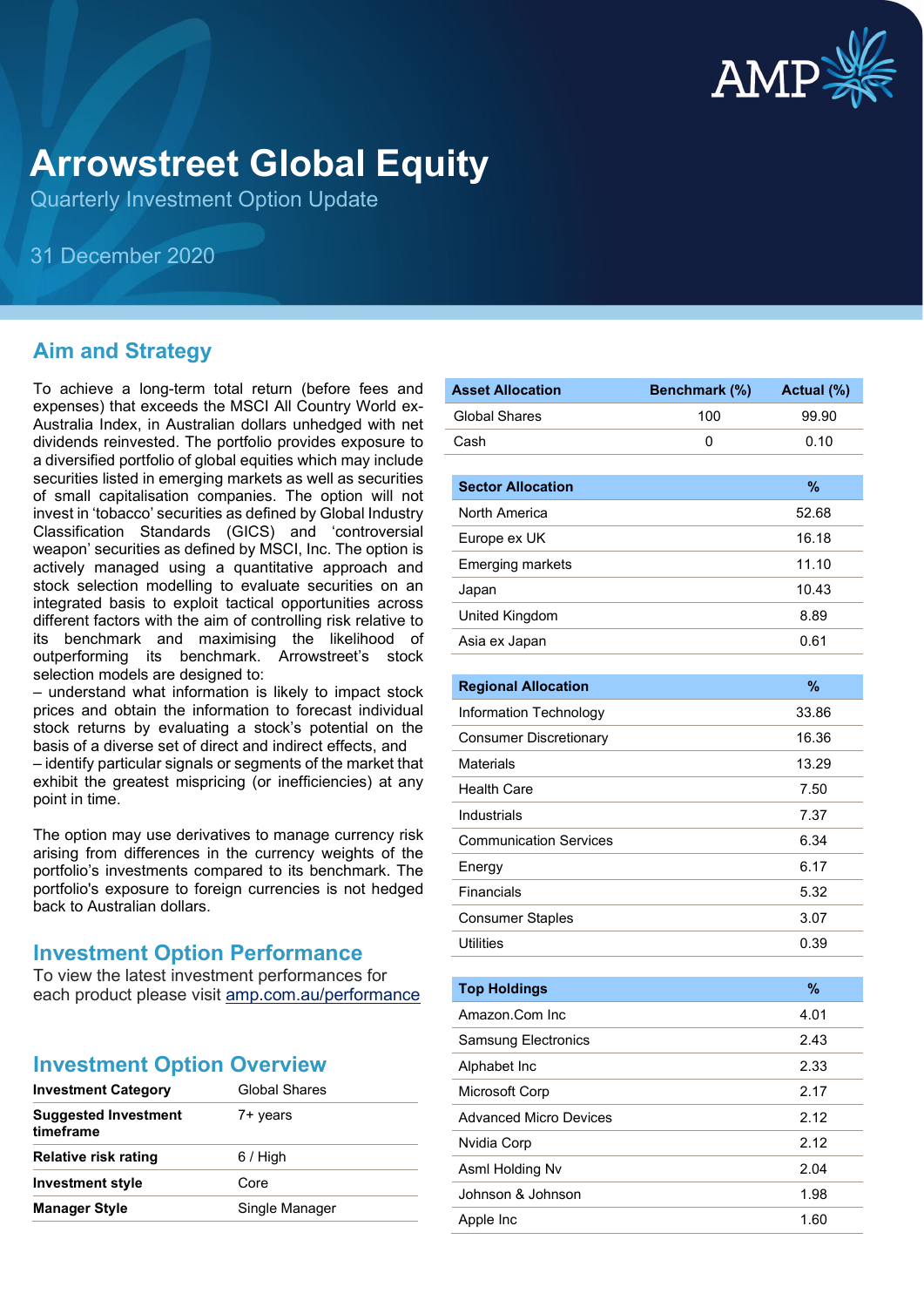# Arrowstreet Global Equity

Quarterly Investment Option Update

31 December 2020

## Aim and Strategy

To achieve a long-term total return (before fees and expenses) that exceeds the MSCI All Country World ex-Australia Index, in Australian dollars unhedged with net dividends reinvested. The portfolio provides exposure to a diversified portfolio of global equities which may include securities listed in emerging markets as well as securities of small capitalisation companies. The option will not invest in 'tobacco' securities as defined by Global Industry Classification Standards (GICS) and 'controversial weapon' securities as defined by MSCI, Inc. The option is actively managed using a quantitative approach and stock selection modelling to evaluate securities on an integrated basis to exploit tactical opportunities across different factors with the aim of controlling risk relative to its benchmark and maximising the likelihood of outperforming its benchmark. Arrowstreet's stock selection models are designed to:

– understand what information is likely to impact stock prices and obtain the information to forecast individual stock returns by evaluating a stock's potential on the basis of a diverse set of direct and indirect effects, and

– identify particular signals or segments of the market that exhibit the greatest mispricing (or inefficiencies) at any point in time.

The option may use derivatives to manage currency risk arising from differences in the currency weights of the portfolio's investments compared to its benchmark. The portfolio's exposure to foreign currencies is not hedged back to Australian dollars.

## Investment Option Performance

To view the latest investment performances for each product please visit amp.com.au/performance

## Investment Option Overview

| Investment Category | Global Shares |
|---|---|
| **Suggested Investment timeframe** | 7+ years |
| **Relative risk rating** | 6 / High |
| **Investment style** | Core |
| **Manager Style** | Single Manager |

| Asset Allocation | Benchmark (%) | Actual (%) |
|---|---|---|
| Global Shares | 100 | 99.90 |
| Cash | 0 | 0.10 |

| Sector Allocation | % |
|---|---|
| North America | 52.68 |
| Europe ex UK | 16.18 |
| Emerging markets | 11.10 |
| Japan | 10.43 |
| United Kingdom | 8.89 |
| Asia ex Japan | 0.61 |

| Regional Allocation | % |
|---|---|
| Information Technology | 33.86 |
| Consumer Discretionary | 16.36 |
| Materials | 13.29 |
| Health Care | 7.50 |
| Industrials | 7.37 |
| Communication Services | 6.34 |
| Energy | 6.17 |
| Financials | 5.32 |
| Consumer Staples | 3.07 |
| Utilities | 0.39 |

| Top Holdings | % |
|---|---|
| Amazon.Com Inc | 4.01 |
| Samsung Electronics | 2.43 |
| Alphabet Inc | 2.33 |
| Microsoft Corp | 2.17 |
| Advanced Micro Devices | 2.12 |
| Nvidia Corp | 2.12 |
| Asml Holding Nv | 2.04 |
| Johnson & Johnson | 1.98 |
| Apple Inc | 1.60 |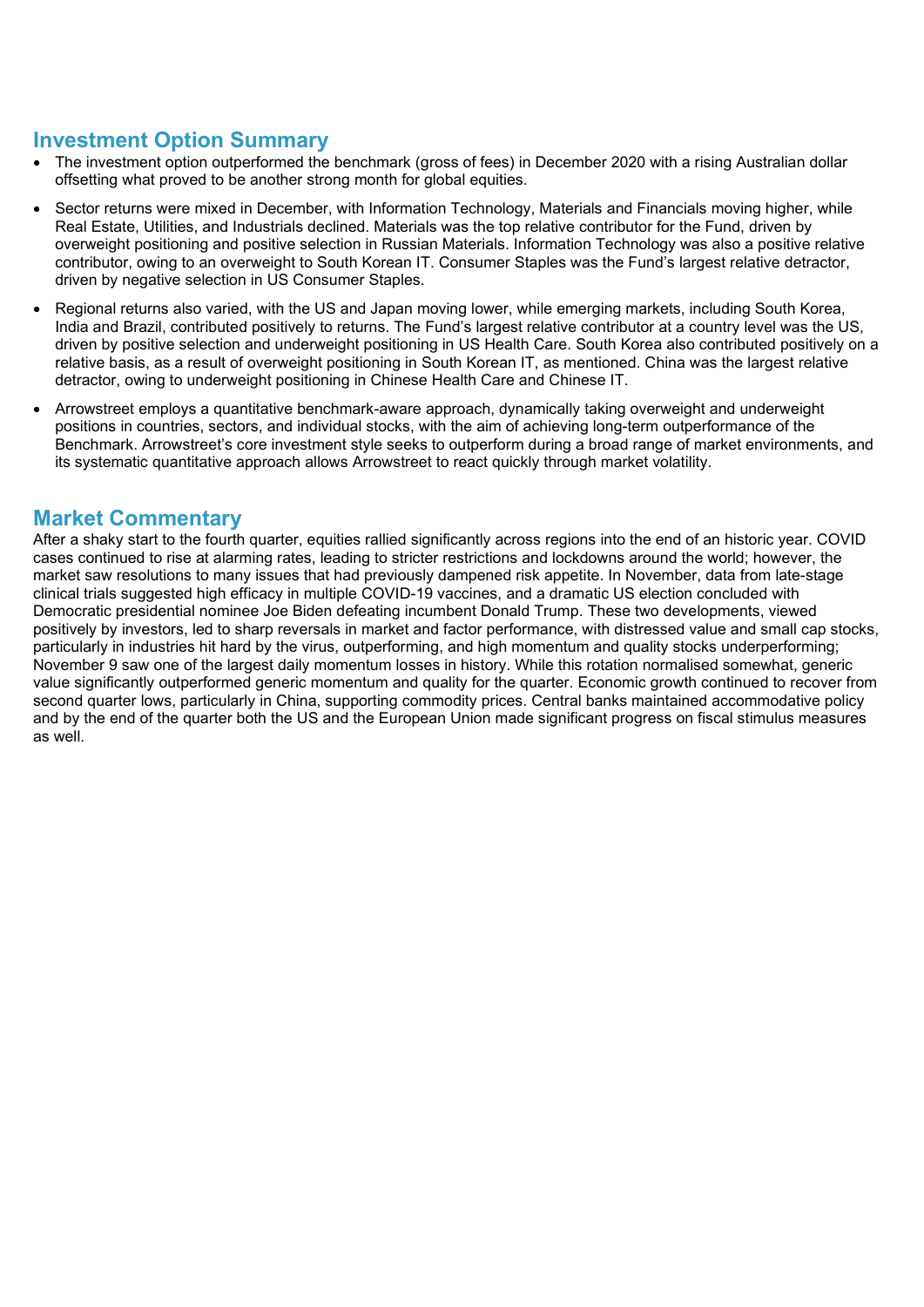## Investment Option Summary

- The investment option outperformed the benchmark (gross of fees) in December 2020 with a rising Australian dollar offsetting what proved to be another strong month for global equities.
- Sector returns were mixed in December, with Information Technology, Materials and Financials moving higher, while Real Estate, Utilities, and Industrials declined. Materials was the top relative contributor for the Fund, driven by overweight positioning and positive selection in Russian Materials. Information Technology was also a positive relative contributor, owing to an overweight to South Korean IT. Consumer Staples was the Fund's largest relative detractor, driven by negative selection in US Consumer Staples.
- Regional returns also varied, with the US and Japan moving lower, while emerging markets, including South Korea, India and Brazil, contributed positively to returns. The Fund's largest relative contributor at a country level was the US, driven by positive selection and underweight positioning in US Health Care. South Korea also contributed positively on a relative basis, as a result of overweight positioning in South Korean IT, as mentioned. China was the largest relative detractor, owing to underweight positioning in Chinese Health Care and Chinese IT.
- Arrowstreet employs a quantitative benchmark-aware approach, dynamically taking overweight and underweight positions in countries, sectors, and individual stocks, with the aim of achieving long-term outperformance of the Benchmark. Arrowstreet's core investment style seeks to outperform during a broad range of market environments, and its systematic quantitative approach allows Arrowstreet to react quickly through market volatility.

## Market Commentary

After a shaky start to the fourth quarter, equities rallied significantly across regions into the end of an historic year. COVID cases continued to rise at alarming rates, leading to stricter restrictions and lockdowns around the world; however, the market saw resolutions to many issues that had previously dampened risk appetite. In November, data from late-stage clinical trials suggested high efficacy in multiple COVID-19 vaccines, and a dramatic US election concluded with Democratic presidential nominee Joe Biden defeating incumbent Donald Trump. These two developments, viewed positively by investors, led to sharp reversals in market and factor performance, with distressed value and small cap stocks, particularly in industries hit hard by the virus, outperforming, and high momentum and quality stocks underperforming; November 9 saw one of the largest daily momentum losses in history. While this rotation normalised somewhat, generic value significantly outperformed generic momentum and quality for the quarter. Economic growth continued to recover from second quarter lows, particularly in China, supporting commodity prices. Central banks maintained accommodative policy and by the end of the quarter both the US and the European Union made significant progress on fiscal stimulus measures as well.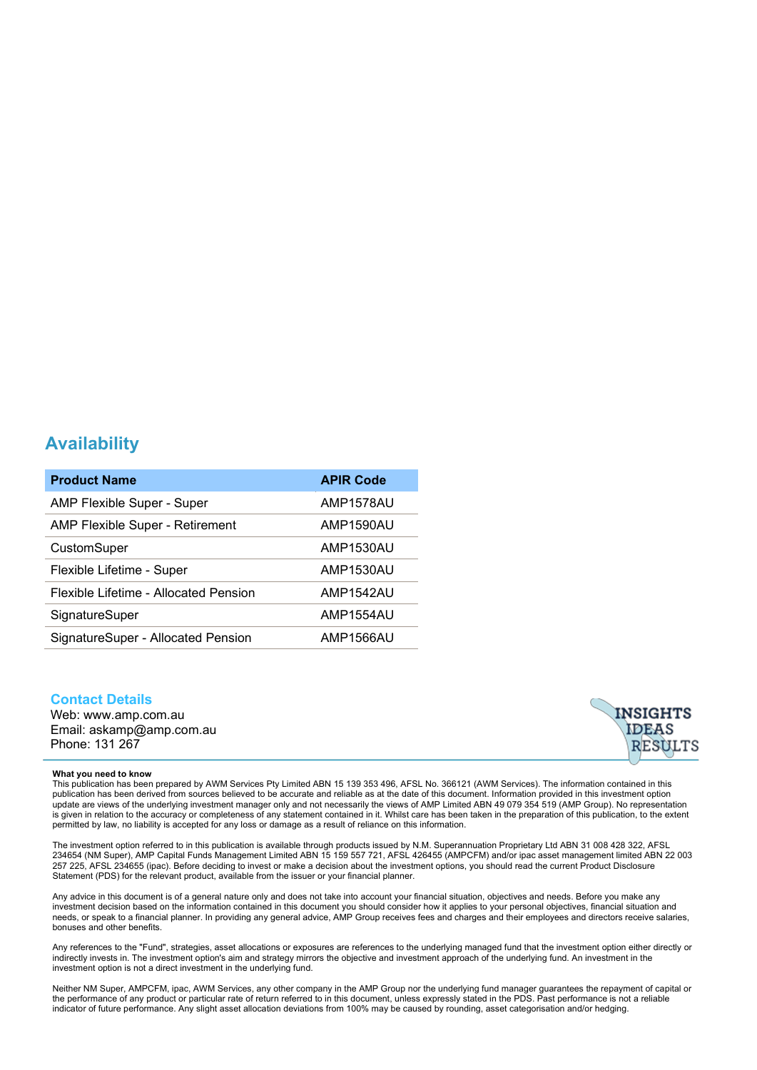## Availability

| Product Name | APIR Code |
|---|---|
| AMP Flexible Super - Super | AMP1578AU |
| AMP Flexible Super - Retirement | AMP1590AU |
| CustomSuper | AMP1530AU |
| Flexible Lifetime - Super | AMP1530AU |
| Flexible Lifetime - Allocated Pension | AMP1542AU |
| SignatureSuper | AMP1554AU |
| SignatureSuper - Allocated Pension | AMP1566AU |

### Contact Details

Web: www.amp.com.au
Email: askamp@amp.com.au
Phone: 131 267

INSIGHTS
IDEAS
RESULTS

**What you need to know**

This publication has been prepared by AWM Services Pty Limited ABN 15 139 353 496, AFSL No. 366121 (AWM Services). The information contained in this publication has been derived from sources believed to be accurate and reliable as at the date of this document. Information provided in this investment option update are views of the underlying investment manager only and not necessarily the views of AMP Limited ABN 49 079 354 519 (AMP Group). No representation is given in relation to the accuracy or completeness of any statement contained in it. Whilst care has been taken in the preparation of this publication, to the extent permitted by law, no liability is accepted for any loss or damage as a result of reliance on this information.

The investment option referred to in this publication is available through products issued by N.M. Superannuation Proprietary Ltd ABN 31 008 428 322, AFSL 234654 (NM Super), AMP Capital Funds Management Limited ABN 15 159 557 721, AFSL 426455 (AMPCFM) and/or ipac asset management limited ABN 22 003 257 225, AFSL 234655 (ipac). Before deciding to invest or make a decision about the investment options, you should read the current Product Disclosure Statement (PDS) for the relevant product, available from the issuer or your financial planner.

Any advice in this document is of a general nature only and does not take into account your financial situation, objectives and needs. Before you make any investment decision based on the information contained in this document you should consider how it applies to your personal objectives, financial situation and needs, or speak to a financial planner. In providing any general advice, AMP Group receives fees and charges and their employees and directors receive salaries, bonuses and other benefits.

Any references to the "Fund", strategies, asset allocations or exposures are references to the underlying managed fund that the investment option either directly or indirectly invests in. The investment option's aim and strategy mirrors the objective and investment approach of the underlying fund. An investment in the investment option is not a direct investment in the underlying fund.

Neither NM Super, AMPCFM, ipac, AWM Services, any other company in the AMP Group nor the underlying fund manager guarantees the repayment of capital or the performance of any product or particular rate of return referred to in this document, unless expressly stated in the PDS. Past performance is not a reliable indicator of future performance. Any slight asset allocation deviations from 100% may be caused by rounding, asset categorisation and/or hedging.